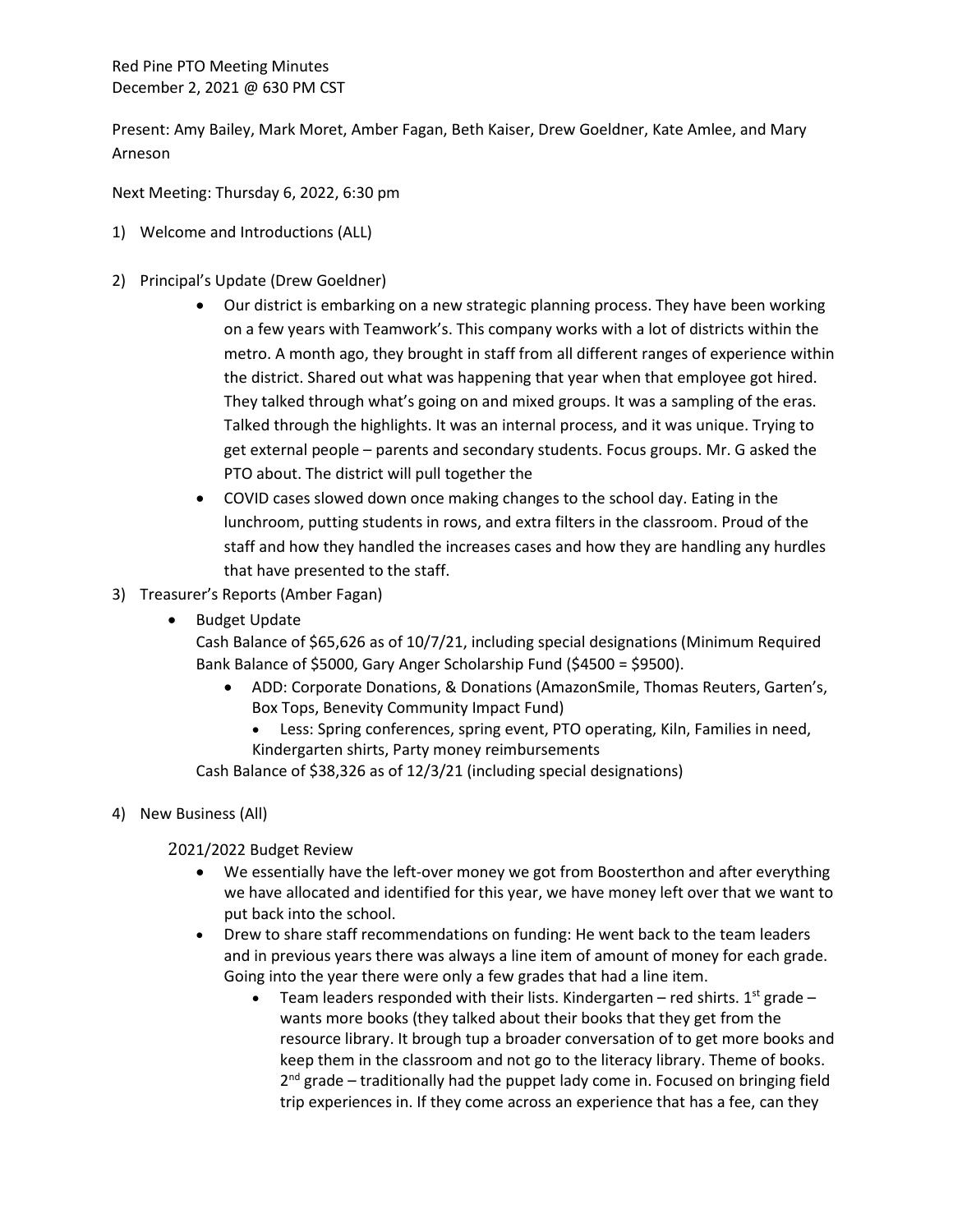Red Pine PTO Meeting Minutes
December 2, 2021 @ 630 PM CST

Present: Amy Bailey, Mark Moret, Amber Fagan, Beth Kaiser, Drew Goeldner, Kate Amlee, and Mary Arneson

Next Meeting: Thursday 6, 2022, 6:30 pm

1) Welcome and Introductions (ALL)

2) Principal's Update (Drew Goeldner)
   - Our district is embarking on a new strategic planning process. They have been working on a few years with Teamwork's. This company works with a lot of districts within the metro. A month ago, they brought in staff from all different ranges of experience within the district. Shared out what was happening that year when that employee got hired. They talked through what's going on and mixed groups. It was a sampling of the eras. Talked through the highlights. It was an internal process, and it was unique. Trying to get external people – parents and secondary students. Focus groups. Mr. G asked the PTO about. The district will pull together the
   - COVID cases slowed down once making changes to the school day. Eating in the lunchroom, putting students in rows, and extra filters in the classroom. Proud of the staff and how they handled the increases cases and how they are handling any hurdles that have presented to the staff.

3) Treasurer's Reports (Amber Fagan)
   - Budget Update
     Cash Balance of $65,626 as of 10/7/21, including special designations (Minimum Required Bank Balance of $5000, Gary Anger Scholarship Fund ($4500 = $9500).
     - ADD: Corporate Donations, & Donations (AmazonSmile, Thomas Reuters, Garten's, Box Tops, Benevity Community Impact Fund)
       - Less: Spring conferences, spring event, PTO operating, Kiln, Families in need, Kindergarten shirts, Party money reimbursements

     Cash Balance of $38,326 as of 12/3/21 (including special designations)

4) New Business (All)

   2021/2022 Budget Review
   - We essentially have the left-over money we got from Boosterthon and after everything we have allocated and identified for this year, we have money left over that we want to put back into the school.
   - Drew to share staff recommendations on funding: He went back to the team leaders and in previous years there was always a line item of amount of money for each grade. Going into the year there were only a few grades that had a line item.
     - Team leaders responded with their lists. Kindergarten – red shirts. 1st grade – wants more books (they talked about their books that they get from the resource library. It brough tup a broader conversation of to get more books and keep them in the classroom and not go to the literacy library. Theme of books. 2nd grade – traditionally had the puppet lady come in. Focused on bringing field trip experiences in. If they come across an experience that has a fee, can they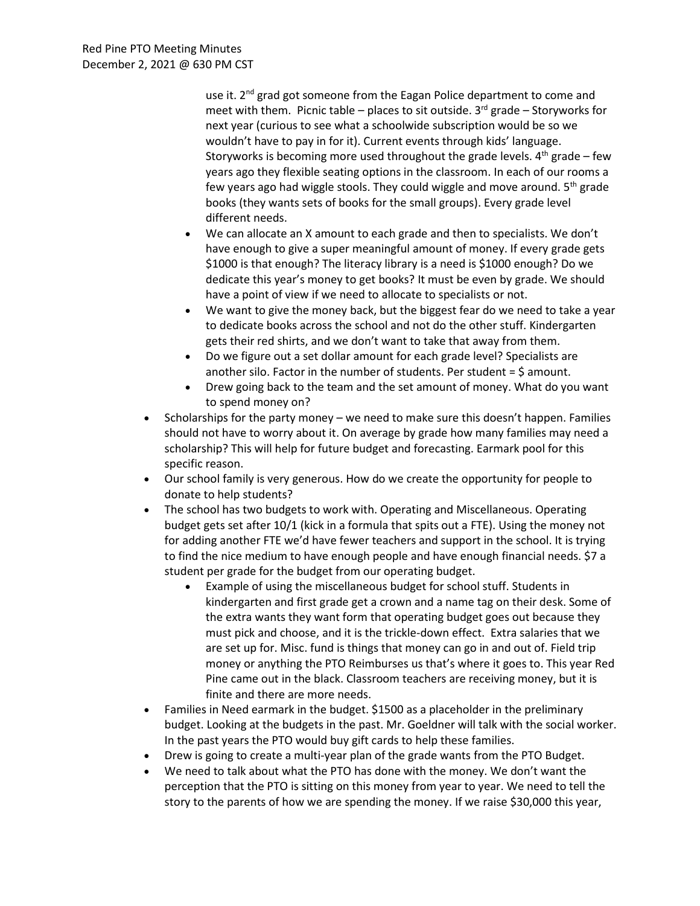use it. 2nd grad got someone from the Eagan Police department to come and meet with them. Picnic table – places to sit outside. 3rd grade – Storyworks for next year (curious to see what a schoolwide subscription would be so we wouldn't have to pay in for it). Current events through kids' language. Storyworks is becoming more used throughout the grade levels. 4th grade – few years ago they flexible seating options in the classroom. In each of our rooms a few years ago had wiggle stools. They could wiggle and move around. 5th grade books (they wants sets of books for the small groups). Every grade level different needs.

- We can allocate an X amount to each grade and then to specialists. We don't have enough to give a super meaningful amount of money. If every grade gets $1000 is that enough? The literacy library is a need is $1000 enough? Do we dedicate this year's money to get books? It must be even by grade. We should have a point of view if we need to allocate to specialists or not.
- We want to give the money back, but the biggest fear do we need to take a year to dedicate books across the school and not do the other stuff. Kindergarten gets their red shirts, and we don't want to take that away from them.
- Do we figure out a set dollar amount for each grade level? Specialists are another silo. Factor in the number of students. Per student = $ amount.
- Drew going back to the team and the set amount of money. What do you want to spend money on?

- Scholarships for the party money – we need to make sure this doesn't happen. Families should not have to worry about it. On average by grade how many families may need a scholarship? This will help for future budget and forecasting. Earmark pool for this specific reason.
- Our school family is very generous. How do we create the opportunity for people to donate to help students?
- The school has two budgets to work with. Operating and Miscellaneous. Operating budget gets set after 10/1 (kick in a formula that spits out a FTE). Using the money not for adding another FTE we'd have fewer teachers and support in the school. It is trying to find the nice medium to have enough people and have enough financial needs. $7 a student per grade for the budget from our operating budget.
  - Example of using the miscellaneous budget for school stuff. Students in kindergarten and first grade get a crown and a name tag on their desk. Some of the extra wants they want form that operating budget goes out because they must pick and choose, and it is the trickle-down effect. Extra salaries that we are set up for. Misc. fund is things that money can go in and out of. Field trip money or anything the PTO Reimburses us that's where it goes to. This year Red Pine came out in the black. Classroom teachers are receiving money, but it is finite and there are more needs.
- Families in Need earmark in the budget. $1500 as a placeholder in the preliminary budget. Looking at the budgets in the past. Mr. Goeldner will talk with the social worker. In the past years the PTO would buy gift cards to help these families.
- Drew is going to create a multi-year plan of the grade wants from the PTO Budget.
- We need to talk about what the PTO has done with the money. We don't want the perception that the PTO is sitting on this money from year to year. We need to tell the story to the parents of how we are spending the money. If we raise $30,000 this year,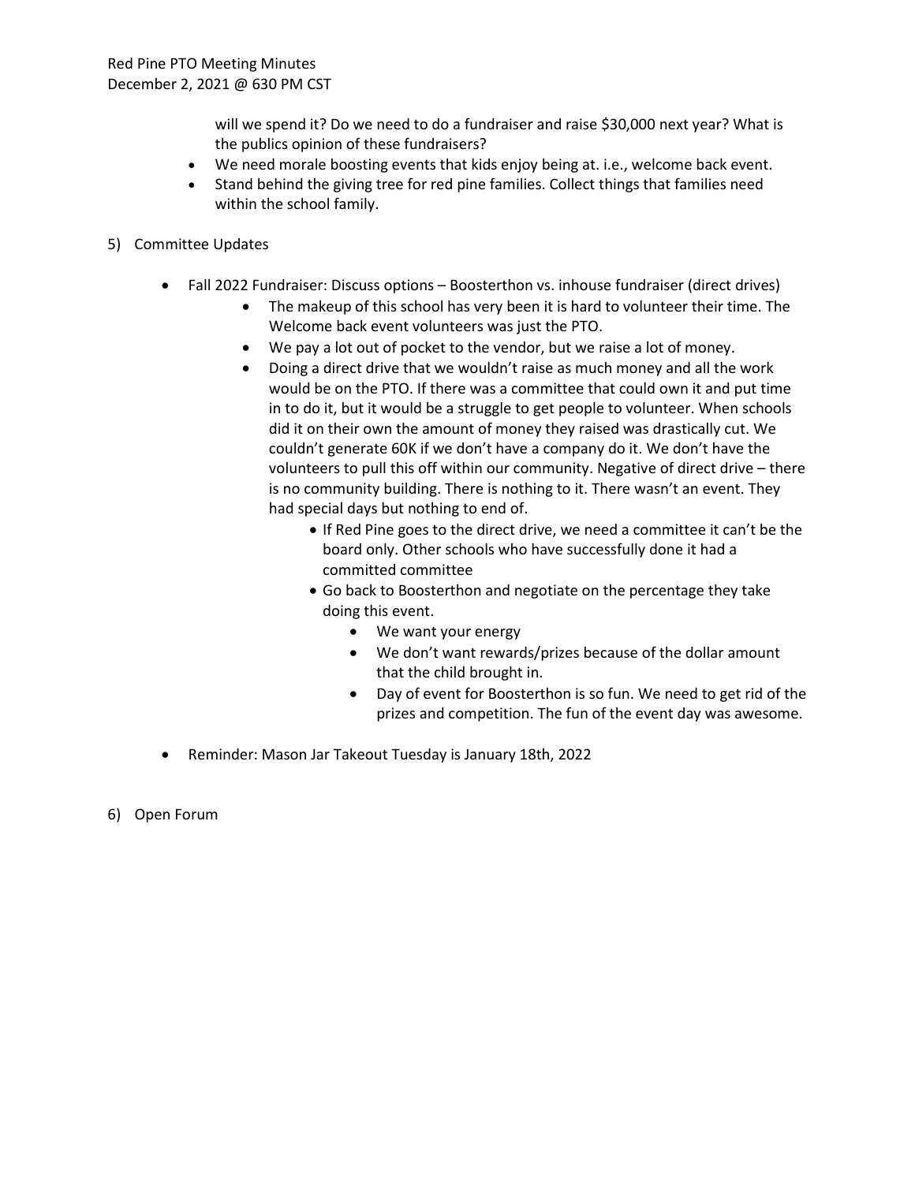will we spend it? Do we need to do a fundraiser and raise $30,000 next year? What is the publics opinion of these fundraisers?

- We need morale boosting events that kids enjoy being at. i.e., welcome back event.
- Stand behind the giving tree for red pine families. Collect things that families need within the school family.

5) Committee Updates

- Fall 2022 Fundraiser: Discuss options – Boosterthon vs. inhouse fundraiser (direct drives)
    - The makeup of this school has very been it is hard to volunteer their time. The Welcome back event volunteers was just the PTO.
    - We pay a lot out of pocket to the vendor, but we raise a lot of money.
    - Doing a direct drive that we wouldn't raise as much money and all the work would be on the PTO. If there was a committee that could own it and put time in to do it, but it would be a struggle to get people to volunteer. When schools did it on their own the amount of money they raised was drastically cut. We couldn't generate 60K if we don't have a company do it. We don't have the volunteers to pull this off within our community. Negative of direct drive – there is no community building. There is nothing to it. There wasn't an event. They had special days but nothing to end of.
        - If Red Pine goes to the direct drive, we need a committee it can't be the board only. Other schools who have successfully done it had a committed committee
        - Go back to Boosterthon and negotiate on the percentage they take doing this event.
            - We want your energy
            - We don't want rewards/prizes because of the dollar amount that the child brought in.
            - Day of event for Boosterthon is so fun. We need to get rid of the prizes and competition. The fun of the event day was awesome.
- Reminder: Mason Jar Takeout Tuesday is January 18th, 2022

6) Open Forum